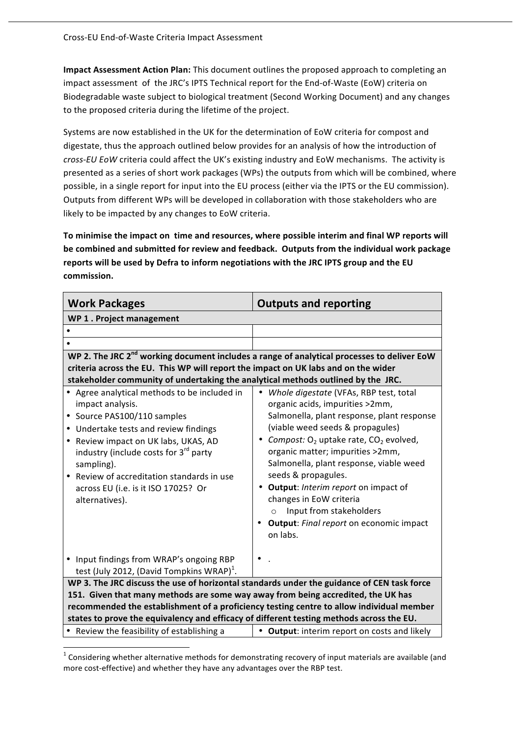**Impact Assessment Action Plan:** This document outlines the proposed approach to completing an impact assessment of the JRC's IPTS Technical report for the End-of-Waste (EoW) criteria on Biodegradable waste subject to biological treatment (Second Working Document) and any changes to the proposed criteria during the lifetime of the project.

Systems are now established in the UK for the determination of EoW criteria for compost and digestate, thus the approach outlined below provides for an analysis of how the introduction of *cross-EU EoW* criteria could affect the UK's existing industry and EoW mechanisms. The activity is presented as a series of short work packages (WPs) the outputs from which will be combined, where possible, in a single report for input into the EU process (either via the IPTS or the EU commission). Outputs from different WPs will be developed in collaboration with those stakeholders who are likely to be impacted by any changes to EoW criteria.

**To minimise the impact on time and resources, where possible interim and final WP reports will be combined and submitted for review and feedback. Outputs from the individual work package reports will be used by Defra to inform negotiations with the JRC IPTS group and the EU commission.**

| Work Packages | Outputs and reporting |
|---|---|
| **WP 1 . Project management** | |
| • | |
| • | |
| **WP 2. The JRC 2nd working document includes a range of analytical processes to deliver EoW criteria across the EU. This WP will report the impact on UK labs and on the wider stakeholder community of undertaking the analytical methods outlined by the JRC.** | |
| • Agree analytical methods to be included in impact analysis.<br>• Source PAS100/110 samples<br>• Undertake tests and review findings<br>• Review impact on UK labs, UKAS, AD industry (include costs for 3rd party sampling).<br>• Review of accreditation standards in use across EU (i.e. is it ISO 17025? Or alternatives). | • *Whole digestate* (VFAs, RBP test, total organic acids, impurities >2mm, Salmonella, plant response, plant response (viable weed seeds & propagules)<br>• *Compost:* $O_2$ uptake rate, $CO_2$ evolved, organic matter; impurities >2mm, Salmonella, plant response, viable weed seeds & propagules.<br>• **Output**: *Interim report* on impact of changes in EoW criteria<br>&nbsp;&nbsp;&nbsp;&nbsp;○ Input from stakeholders<br>• **Output**: *Final report* on economic impact on labs. |
| • Input findings from WRAP's ongoing RBP test (July 2012, (David Tompkins WRAP)[1]. | • . |
| **WP 3. The JRC discuss the use of horizontal standards under the guidance of CEN task force 151. Given that many methods are some way away from being accredited, the UK has recommended the establishment of a proficiency testing centre to allow individual member states to prove the equivalency and efficacy of different testing methods across the EU.** | |
| • Review the feasibility of establishing a | • **Output**: interim report on costs and likely |

[1] Considering whether alternative methods for demonstrating recovery of input materials are available (and more cost-effective) and whether they have any advantages over the RBP test.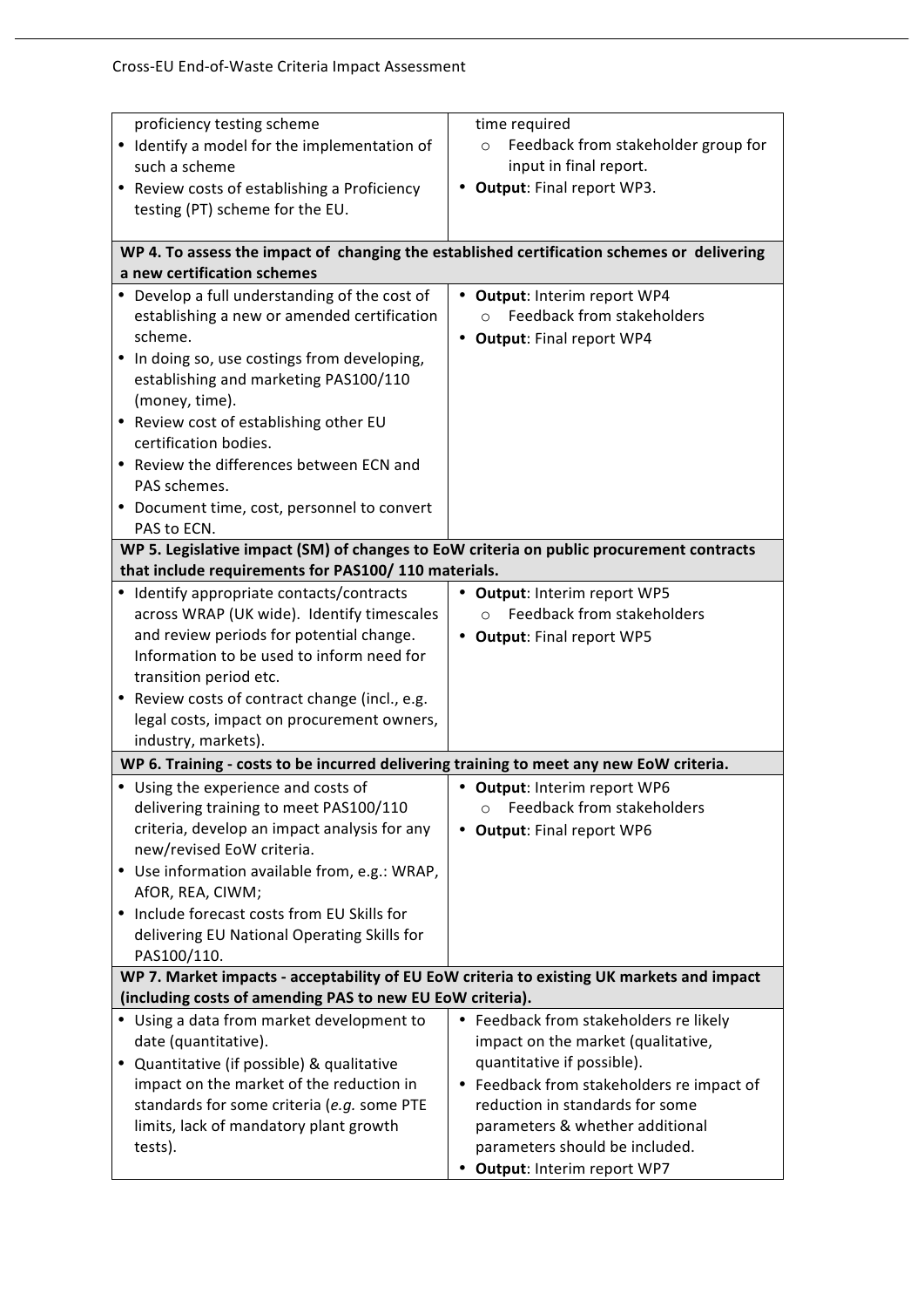| | |
|---|---|
| proficiency testing scheme<br>• Identify a model for the implementation of such a scheme<br>• Review costs of establishing a Proficiency testing (PT) scheme for the EU. | time required<br>○ Feedback from stakeholder group for input in final report.<br>• **Output**: Final report WP3. |
| **WP 4. To assess the impact of changing the established certification schemes or delivering a new certification schemes** | |
| • Develop a full understanding of the cost of establishing a new or amended certification scheme.<br>• In doing so, use costings from developing, establishing and marketing PAS100/110 (money, time).<br>• Review cost of establishing other EU certification bodies.<br>• Review the differences between ECN and PAS schemes.<br>• Document time, cost, personnel to convert PAS to ECN. | • **Output**: Interim report WP4<br>○ Feedback from stakeholders<br>• **Output**: Final report WP4 |
| **WP 5. Legislative impact (SM) of changes to EoW criteria on public procurement contracts that include requirements for PAS100/ 110 materials.** | |
| • Identify appropriate contacts/contracts across WRAP (UK wide). Identify timescales and review periods for potential change. Information to be used to inform need for transition period etc.<br>• Review costs of contract change (incl., e.g. legal costs, impact on procurement owners, industry, markets). | • **Output**: Interim report WP5<br>○ Feedback from stakeholders<br>• **Output**: Final report WP5 |
| **WP 6. Training - costs to be incurred delivering training to meet any new EoW criteria.** | |
| • Using the experience and costs of delivering training to meet PAS100/110 criteria, develop an impact analysis for any new/revised EoW criteria.<br>• Use information available from, e.g.: WRAP, AfOR, REA, CIWM;<br>• Include forecast costs from EU Skills for delivering EU National Operating Skills for PAS100/110. | • **Output**: Interim report WP6<br>○ Feedback from stakeholders<br>• **Output**: Final report WP6 |
| **WP 7. Market impacts - acceptability of EU EoW criteria to existing UK markets and impact (including costs of amending PAS to new EU EoW criteria).** | |
| • Using a data from market development to date (quantitative).<br>• Quantitative (if possible) & qualitative impact on the market of the reduction in standards for some criteria (*e.g.* some PTE limits, lack of mandatory plant growth tests). | • Feedback from stakeholders re likely impact on the market (qualitative, quantitative if possible).<br>• Feedback from stakeholders re impact of reduction in standards for some parameters & whether additional parameters should be included.<br>• **Output**: Interim report WP7 |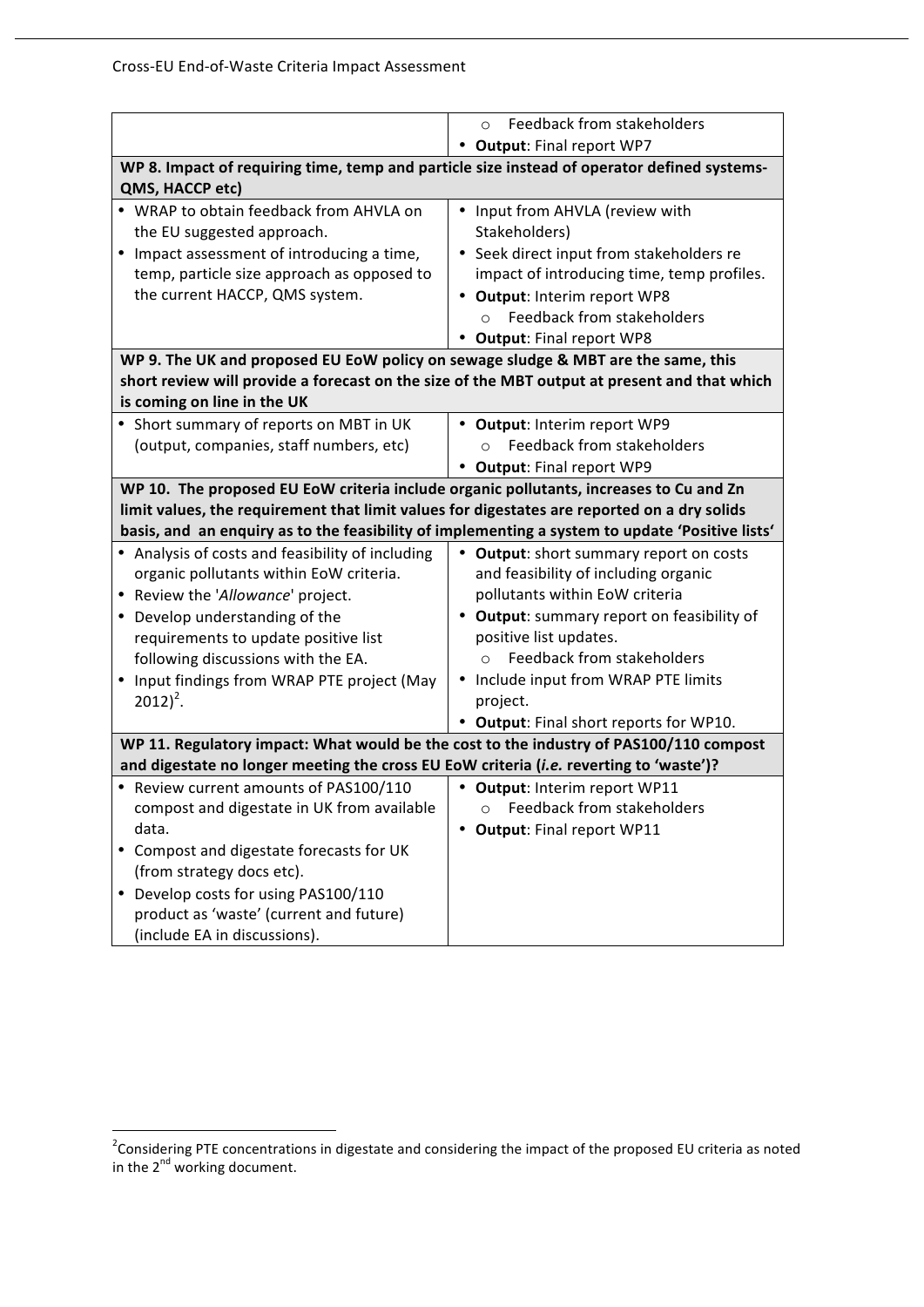| | |
|---|---|
| | ◦ Feedback from stakeholders<br>• **Output**: Final report WP7 |
| **WP 8. Impact of requiring time, temp and particle size instead of operator defined systems-QMS, HACCP etc)** | |
| • WRAP to obtain feedback from AHVLA on the EU suggested approach.<br>• Impact assessment of introducing a time, temp, particle size approach as opposed to the current HACCP, QMS system. | • Input from AHVLA (review with Stakeholders)<br>• Seek direct input from stakeholders re impact of introducing time, temp profiles.<br>• **Output**: Interim report WP8<br>◦ Feedback from stakeholders<br>• **Output**: Final report WP8 |
| **WP 9. The UK and proposed EU EoW policy on sewage sludge & MBT are the same, this short review will provide a forecast on the size of the MBT output at present and that which is coming on line in the UK** | |
| • Short summary of reports on MBT in UK (output, companies, staff numbers, etc) | • **Output**: Interim report WP9<br>◦ Feedback from stakeholders<br>• **Output**: Final report WP9 |
| **WP 10. The proposed EU EoW criteria include organic pollutants, increases to Cu and Zn limit values, the requirement that limit values for digestates are reported on a dry solids basis, and an enquiry as to the feasibility of implementing a system to update 'Positive lists'** | |
| • Analysis of costs and feasibility of including organic pollutants within EoW criteria.<br>• Review the '*Allowance*' project.<br>• Develop understanding of the requirements to update positive list following discussions with the EA.<br>• Input findings from WRAP PTE project (May 2012)[2]. | • **Output**: short summary report on costs and feasibility of including organic pollutants within EoW criteria<br>• **Output**: summary report on feasibility of positive list updates.<br>◦ Feedback from stakeholders<br>• Include input from WRAP PTE limits project.<br>• **Output**: Final short reports for WP10. |
| **WP 11. Regulatory impact: What would be the cost to the industry of PAS100/110 compost and digestate no longer meeting the cross EU EoW criteria (*i.e.* reverting to 'waste')?** | |
| • Review current amounts of PAS100/110 compost and digestate in UK from available data.<br>• Compost and digestate forecasts for UK (from strategy docs etc).<br>• Develop costs for using PAS100/110 product as 'waste' (current and future) (include EA in discussions). | • **Output**: Interim report WP11<br>◦ Feedback from stakeholders<br>• **Output**: Final report WP11 |

[2] Considering PTE concentrations in digestate and considering the impact of the proposed EU criteria as noted in the 2nd working document.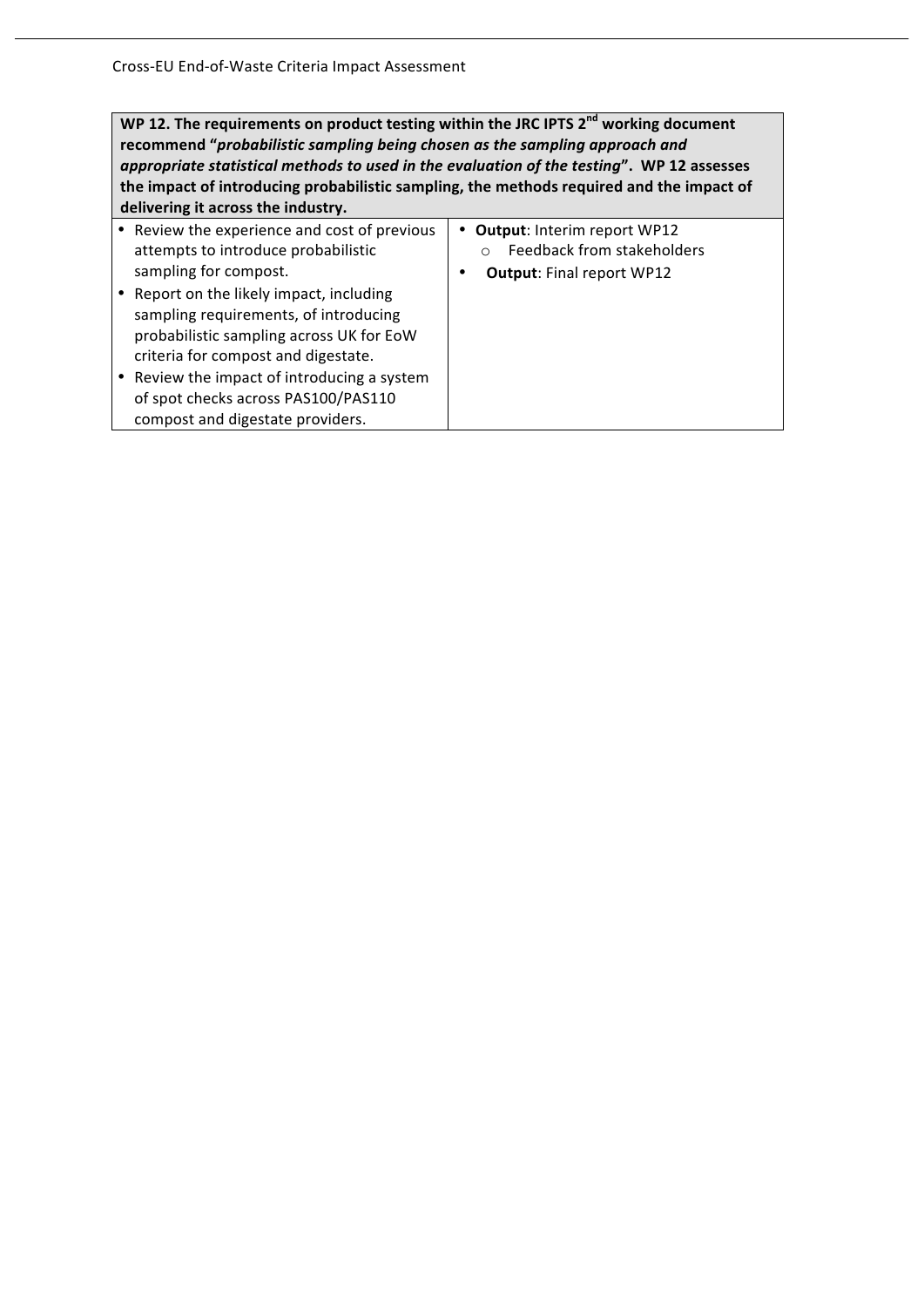| **WP 12. The requirements on product testing within the JRC IPTS 2nd working document recommend "*probabilistic sampling being chosen as the sampling approach and appropriate statistical methods to used in the evaluation of the testing*". WP 12 assesses the impact of introducing probabilistic sampling, the methods required and the impact of delivering it across the industry.** | |
|---|---|
| • Review the experience and cost of previous attempts to introduce probabilistic sampling for compost.<br>• Report on the likely impact, including sampling requirements, of introducing probabilistic sampling across UK for EoW criteria for compost and digestate.<br>• Review the impact of introducing a system of spot checks across PAS100/PAS110 compost and digestate providers. | • **Output**: Interim report WP12<br>  ○ Feedback from stakeholders<br>• **Output**: Final report WP12 |